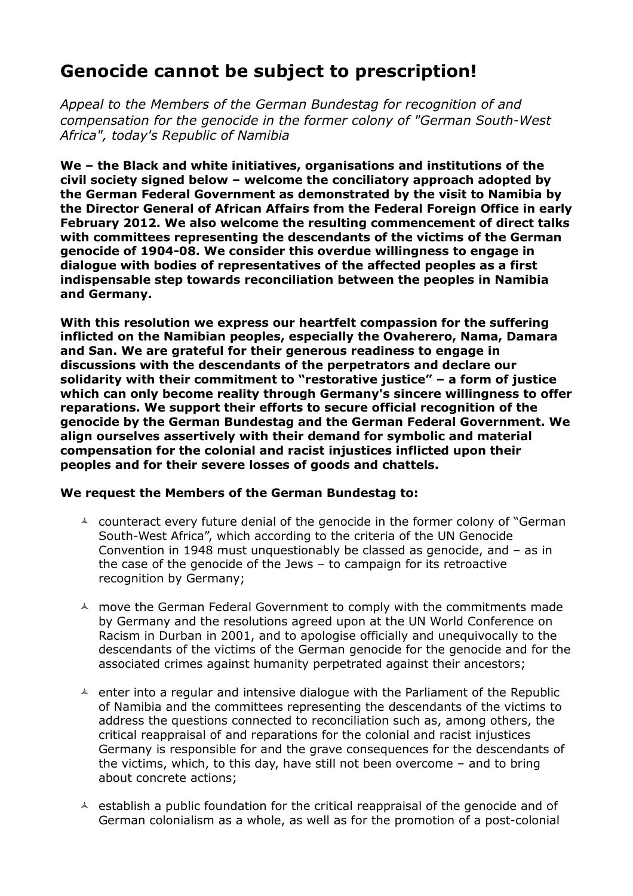# Genocide cannot be subject to prescription!

*Appeal to the Members of the German Bundestag for recognition of and compensation for the genocide in the former colony of "German South-West Africa", today's Republic of Namibia*

**We – the Black and white initiatives, organisations and institutions of the civil society signed below – welcome the conciliatory approach adopted by the German Federal Government as demonstrated by the visit to Namibia by the Director General of African Affairs from the Federal Foreign Office in early February 2012. We also welcome the resulting commencement of direct talks with committees representing the descendants of the victims of the German genocide of 1904-08. We consider this overdue willingness to engage in dialogue with bodies of representatives of the affected peoples as a first indispensable step towards reconciliation between the peoples in Namibia and Germany.**

**With this resolution we express our heartfelt compassion for the suffering inflicted on the Namibian peoples, especially the Ovaherero, Nama, Damara and San. We are grateful for their generous readiness to engage in discussions with the descendants of the perpetrators and declare our solidarity with their commitment to "restorative justice" – a form of justice which can only become reality through Germany's sincere willingness to offer reparations. We support their efforts to secure official recognition of the genocide by the German Bundestag and the German Federal Government. We align ourselves assertively with their demand for symbolic and material compensation for the colonial and racist injustices inflicted upon their peoples and for their severe losses of goods and chattels.**

**We request the Members of the German Bundestag to:**

- counteract every future denial of the genocide in the former colony of "German South-West Africa", which according to the criteria of the UN Genocide Convention in 1948 must unquestionably be classed as genocide, and – as in the case of the genocide of the Jews – to campaign for its retroactive recognition by Germany;
- move the German Federal Government to comply with the commitments made by Germany and the resolutions agreed upon at the UN World Conference on Racism in Durban in 2001, and to apologise officially and unequivocally to the descendants of the victims of the German genocide for the genocide and for the associated crimes against humanity perpetrated against their ancestors;
- enter into a regular and intensive dialogue with the Parliament of the Republic of Namibia and the committees representing the descendants of the victims to address the questions connected to reconciliation such as, among others, the critical reappraisal of and reparations for the colonial and racist injustices Germany is responsible for and the grave consequences for the descendants of the victims, which, to this day, have still not been overcome – and to bring about concrete actions;
- establish a public foundation for the critical reappraisal of the genocide and of German colonialism as a whole, as well as for the promotion of a post-colonial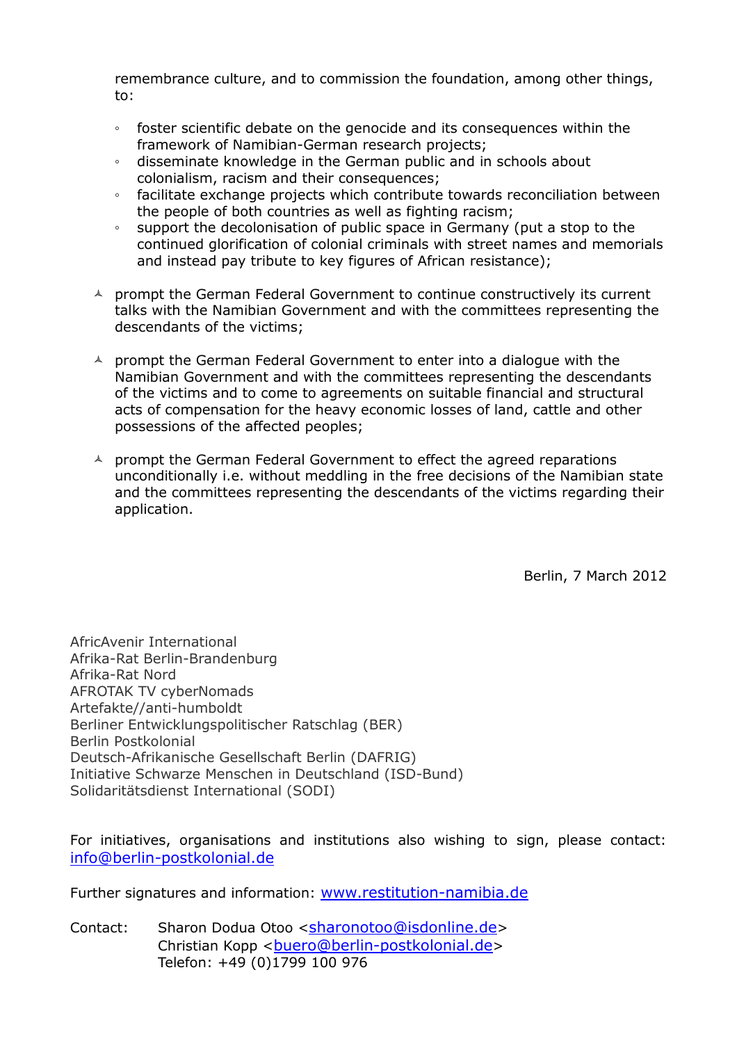remembrance culture, and to commission the foundation, among other things, to:

  - foster scientific debate on the genocide and its consequences within the framework of Namibian-German research projects;
  - disseminate knowledge in the German public and in schools about colonialism, racism and their consequences;
  - facilitate exchange projects which contribute towards reconciliation between the people of both countries as well as fighting racism;
  - support the decolonisation of public space in Germany (put a stop to the continued glorification of colonial criminals with street names and memorials and instead pay tribute to key figures of African resistance);

- prompt the German Federal Government to continue constructively its current talks with the Namibian Government and with the committees representing the descendants of the victims;

- prompt the German Federal Government to enter into a dialogue with the Namibian Government and with the committees representing the descendants of the victims and to come to agreements on suitable financial and structural acts of compensation for the heavy economic losses of land, cattle and other possessions of the affected peoples;

- prompt the German Federal Government to effect the agreed reparations unconditionally i.e. without meddling in the free decisions of the Namibian state and the committees representing the descendants of the victims regarding their application.

Berlin, 7 March 2012

AfricAvenir International
Afrika-Rat Berlin-Brandenburg
Afrika-Rat Nord
AFROTAK TV cyberNomads
Artefakte//anti-humboldt
Berliner Entwicklungspolitischer Ratschlag (BER)
Berlin Postkolonial
Deutsch-Afrikanische Gesellschaft Berlin (DAFRIG)
Initiative Schwarze Menschen in Deutschland (ISD-Bund)
Solidaritätsdienst International (SODI)

For initiatives, organisations and institutions also wishing to sign, please contact: info@berlin-postkolonial.de

Further signatures and information: www.restitution-namibia.de

Contact: Sharon Dodua Otoo <sharonotoo@isdonline.de>
Christian Kopp <buero@berlin-postkolonial.de>
Telefon: +49 (0)1799 100 976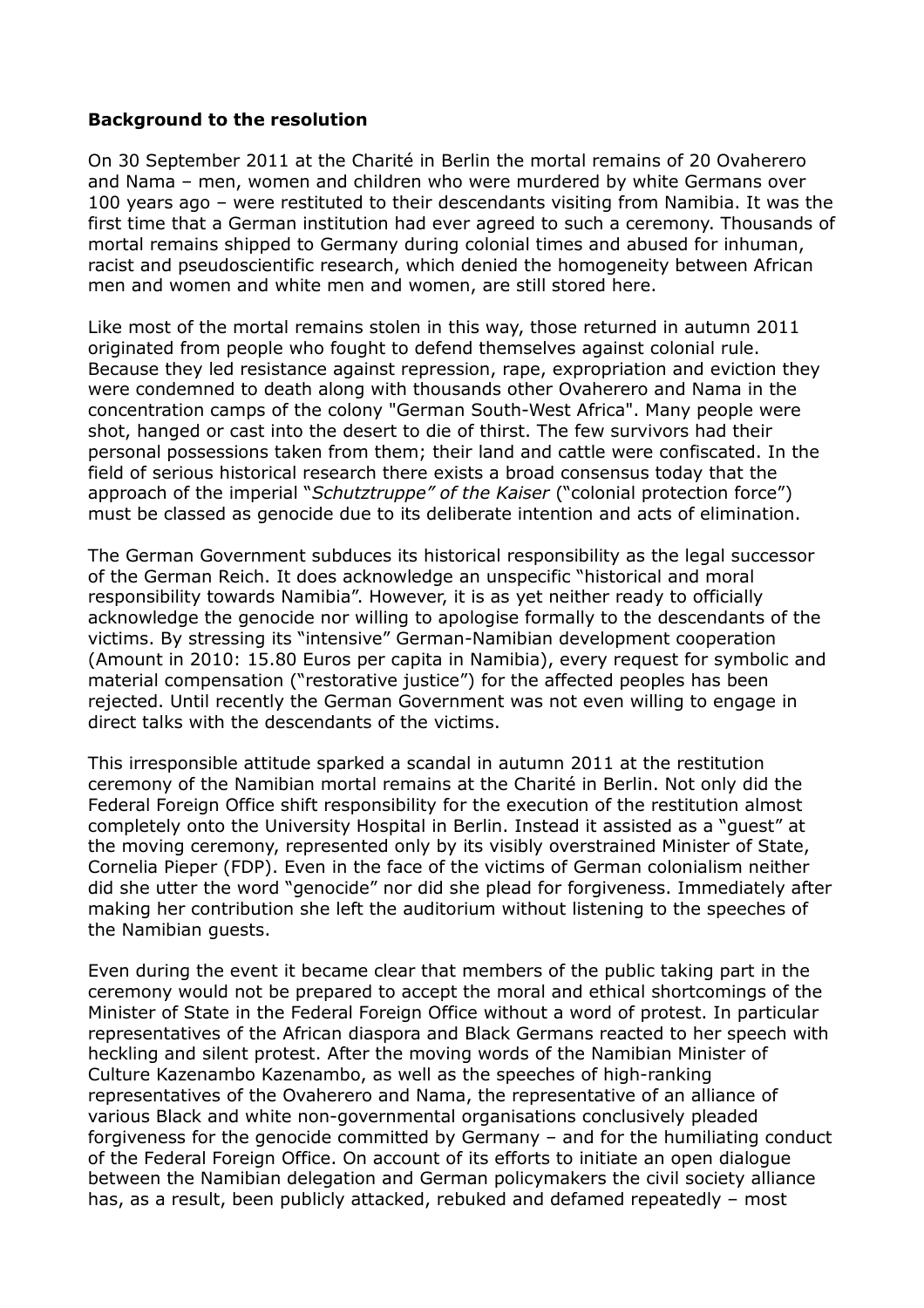**Background to the resolution**

On 30 September 2011 at the Charité in Berlin the mortal remains of 20 Ovaherero and Nama – men, women and children who were murdered by white Germans over 100 years ago – were restituted to their descendants visiting from Namibia. It was the first time that a German institution had ever agreed to such a ceremony. Thousands of mortal remains shipped to Germany during colonial times and abused for inhuman, racist and pseudoscientific research, which denied the homogeneity between African men and women and white men and women, are still stored here.

Like most of the mortal remains stolen in this way, those returned in autumn 2011 originated from people who fought to defend themselves against colonial rule. Because they led resistance against repression, rape, expropriation and eviction they were condemned to death along with thousands other Ovaherero and Nama in the concentration camps of the colony "German South-West Africa". Many people were shot, hanged or cast into the desert to die of thirst. The few survivors had their personal possessions taken from them; their land and cattle were confiscated. In the field of serious historical research there exists a broad consensus today that the approach of the imperial "*Schutztruppe" of the Kaiser* ("colonial protection force") must be classed as genocide due to its deliberate intention and acts of elimination.

The German Government subduces its historical responsibility as the legal successor of the German Reich. It does acknowledge an unspecific "historical and moral responsibility towards Namibia". However, it is as yet neither ready to officially acknowledge the genocide nor willing to apologise formally to the descendants of the victims. By stressing its "intensive" German-Namibian development cooperation (Amount in 2010: 15.80 Euros per capita in Namibia), every request for symbolic and material compensation ("restorative justice") for the affected peoples has been rejected. Until recently the German Government was not even willing to engage in direct talks with the descendants of the victims.

This irresponsible attitude sparked a scandal in autumn 2011 at the restitution ceremony of the Namibian mortal remains at the Charité in Berlin. Not only did the Federal Foreign Office shift responsibility for the execution of the restitution almost completely onto the University Hospital in Berlin. Instead it assisted as a "guest" at the moving ceremony, represented only by its visibly overstrained Minister of State, Cornelia Pieper (FDP). Even in the face of the victims of German colonialism neither did she utter the word "genocide" nor did she plead for forgiveness. Immediately after making her contribution she left the auditorium without listening to the speeches of the Namibian guests.

Even during the event it became clear that members of the public taking part in the ceremony would not be prepared to accept the moral and ethical shortcomings of the Minister of State in the Federal Foreign Office without a word of protest. In particular representatives of the African diaspora and Black Germans reacted to her speech with heckling and silent protest. After the moving words of the Namibian Minister of Culture Kazenambo Kazenambo, as well as the speeches of high-ranking representatives of the Ovaherero and Nama, the representative of an alliance of various Black and white non-governmental organisations conclusively pleaded forgiveness for the genocide committed by Germany – and for the humiliating conduct of the Federal Foreign Office. On account of its efforts to initiate an open dialogue between the Namibian delegation and German policymakers the civil society alliance has, as a result, been publicly attacked, rebuked and defamed repeatedly – most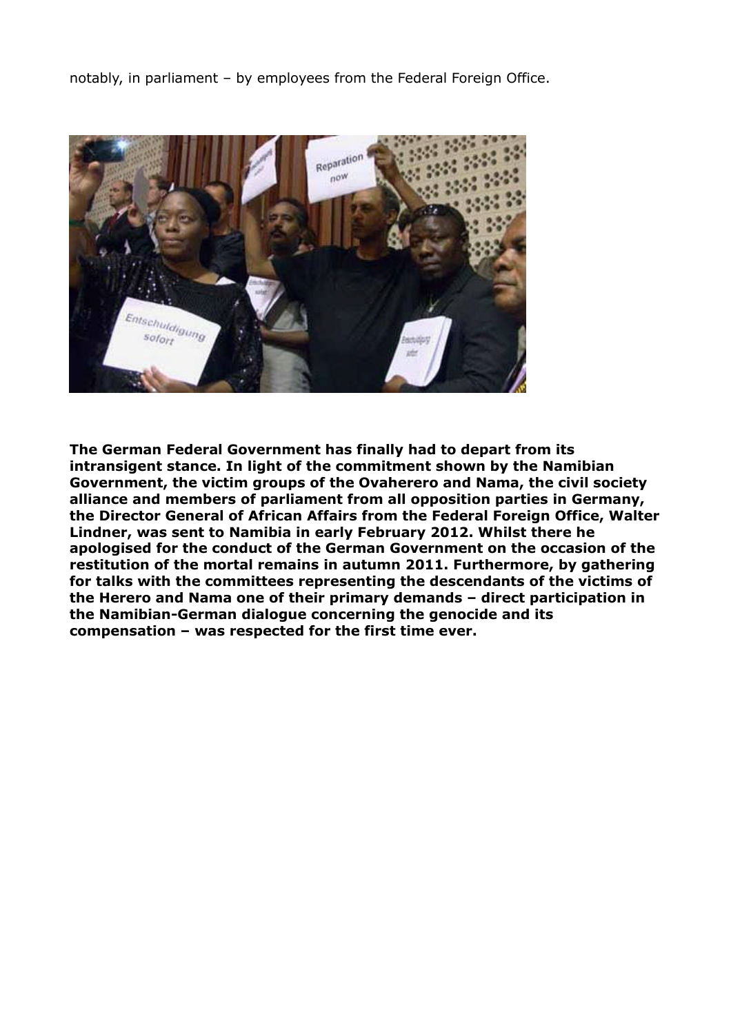notably, in parliament – by employees from the Federal Foreign Office.

**The German Federal Government has finally had to depart from its intransigent stance. In light of the commitment shown by the Namibian Government, the victim groups of the Ovaherero and Nama, the civil society alliance and members of parliament from all opposition parties in Germany, the Director General of African Affairs from the Federal Foreign Office, Walter Lindner, was sent to Namibia in early February 2012. Whilst there he apologised for the conduct of the German Government on the occasion of the restitution of the mortal remains in autumn 2011. Furthermore, by gathering for talks with the committees representing the descendants of the victims of the Herero and Nama one of their primary demands – direct participation in the Namibian-German dialogue concerning the genocide and its compensation – was respected for the first time ever.**